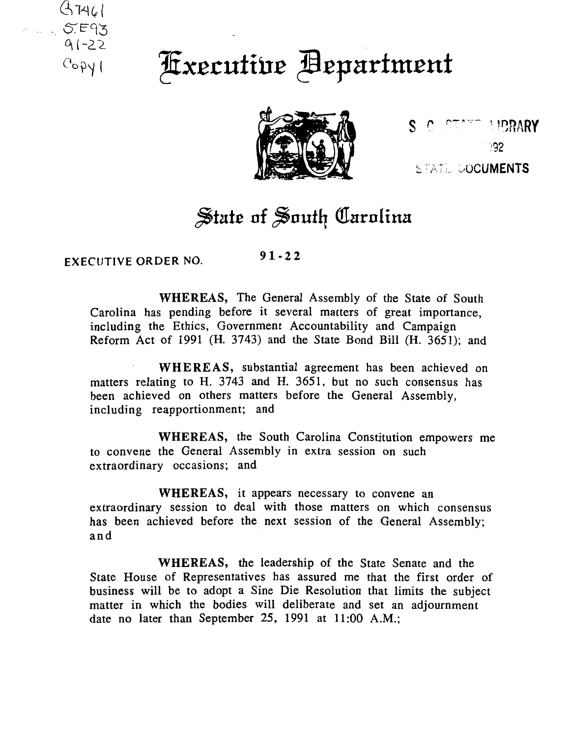G7461
S.E93
91-22
Copy 1

# Executive Department

S C STATE LIBRARY
1992
STATE DOCUMENTS

## State of South Carolina

EXECUTIVE ORDER NO. 91-22

**WHEREAS,** The General Assembly of the State of South Carolina has pending before it several matters of great importance, including the Ethics, Government Accountability and Campaign Reform Act of 1991 (H. 3743) and the State Bond Bill (H. 3651); and

**WHEREAS,** substantial agreement has been achieved on matters relating to H. 3743 and H. 3651, but no such consensus has been achieved on others matters before the General Assembly, including reapportionment; and

**WHEREAS,** the South Carolina Constitution empowers me to convene the General Assembly in extra session on such extraordinary occasions; and

**WHEREAS,** it appears necessary to convene an extraordinary session to deal with those matters on which consensus has been achieved before the next session of the General Assembly; and

**WHEREAS,** the leadership of the State Senate and the State House of Representatives has assured me that the first order of business will be to adopt a Sine Die Resolution that limits the subject matter in which the bodies will deliberate and set an adjournment date no later than September 25, 1991 at 11:00 A.M.;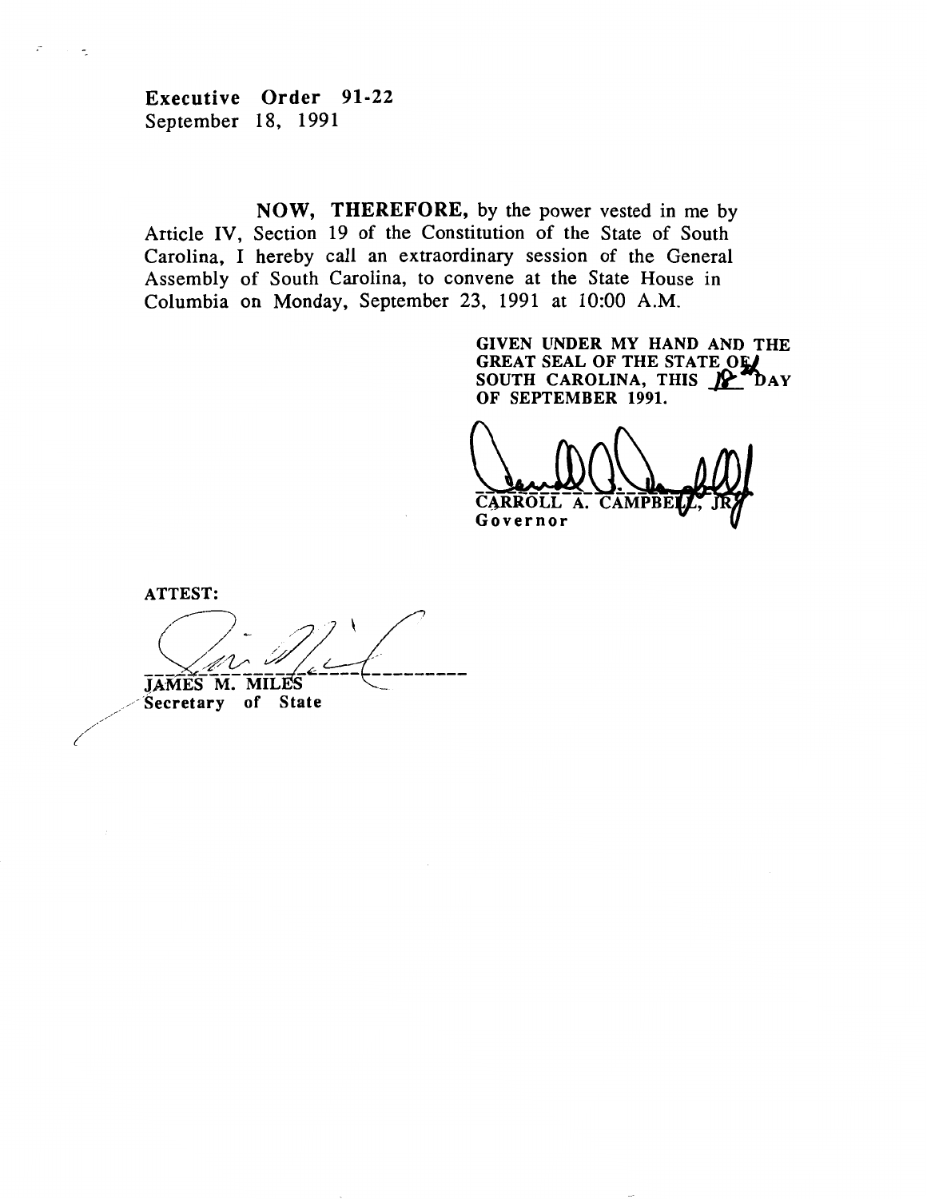**Executive Order 91-22**
September 18, 1991

**NOW, THEREFORE,** by the power vested in me by Article IV, Section 19 of the Constitution of the State of South Carolina, I hereby call an extraordinary session of the General Assembly of South Carolina, to convene at the State House in Columbia on Monday, September 23, 1991 at 10:00 A.M.

**GIVEN UNDER MY HAND AND THE GREAT SEAL OF THE STATE OF SOUTH CAROLINA, THIS 18 DAY OF SEPTEMBER 1991.**

**CARROLL A. CAMPBELL, JR.**
**Governor**

**ATTEST:**

**JAMES M. MILES**
**Secretary of State**